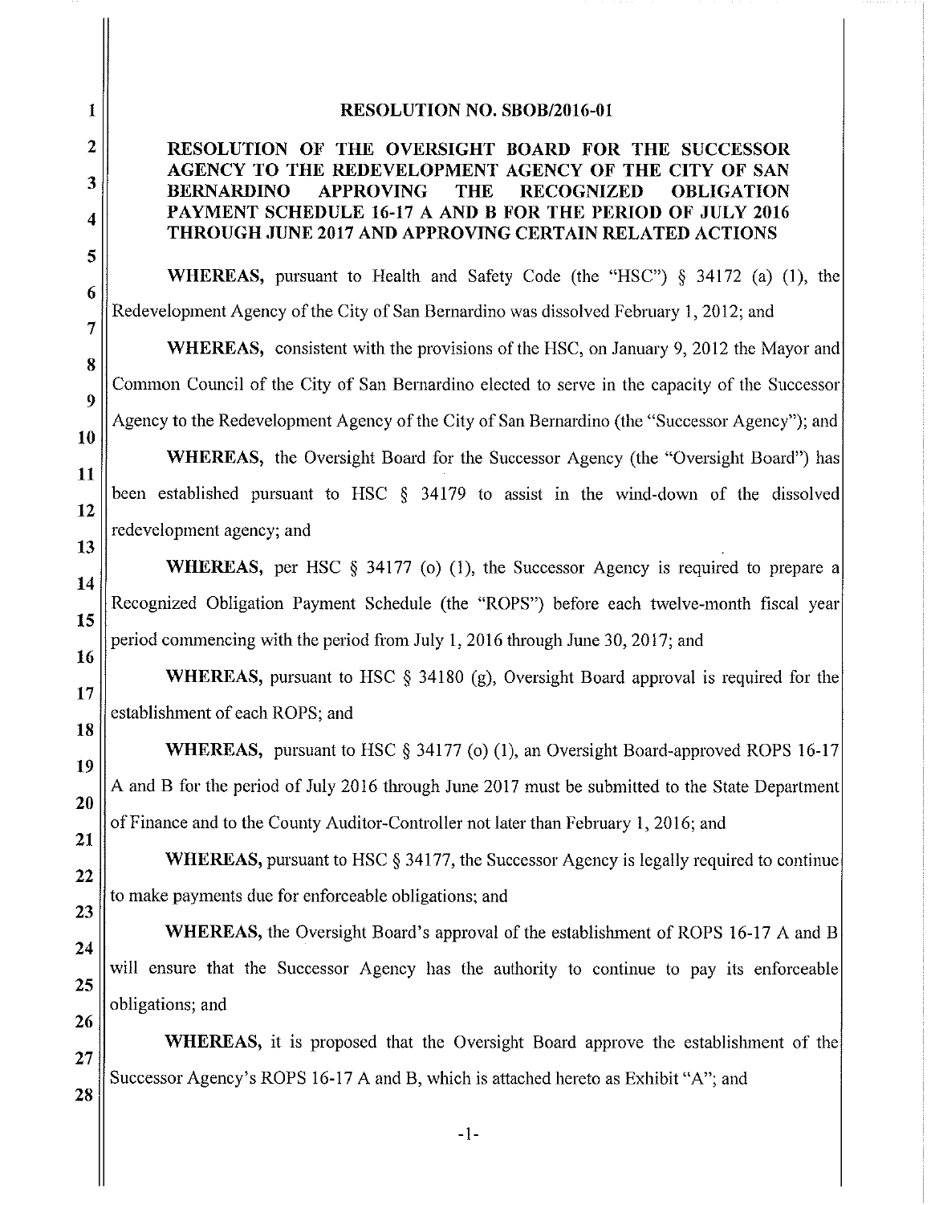# RESOLUTION NO. SBOB/2016-01

## RESOLUTION OF THE OVERSIGHT BOARD FOR THE SUCCESSOR AGENCY TO THE REDEVELOPMENT AGENCY OF THE CITY OF SAN BERNARDINO APPROVING THE RECOGNIZED OBLIGATION PAYMENT SCHEDULE 16-17 A AND B FOR THE PERIOD OF JULY 2016 THROUGH JUNE 2017 AND APPROVING CERTAIN RELATED ACTIONS

**WHEREAS,** pursuant to Health and Safety Code (the "HSC") § 34172 (a) (1), the Redevelopment Agency of the City of San Bernardino was dissolved February 1, 2012; and

**WHEREAS,** consistent with the provisions of the HSC, on January 9, 2012 the Mayor and Common Council of the City of San Bernardino elected to serve in the capacity of the Successor Agency to the Redevelopment Agency of the City of San Bernardino (the "Successor Agency"); and

**WHEREAS,** the Oversight Board for the Successor Agency (the "Oversight Board") has been established pursuant to HSC § 34179 to assist in the wind-down of the dissolved redevelopment agency; and

**WHEREAS,** per HSC § 34177 (o) (1), the Successor Agency is required to prepare a Recognized Obligation Payment Schedule (the "ROPS") before each twelve-month fiscal year period commencing with the period from July 1, 2016 through June 30, 2017; and

**WHEREAS,** pursuant to HSC § 34180 (g), Oversight Board approval is required for the establishment of each ROPS; and

**WHEREAS,** pursuant to HSC § 34177 (o) (1), an Oversight Board-approved ROPS 16-17 A and B for the period of July 2016 through June 2017 must be submitted to the State Department of Finance and to the County Auditor-Controller not later than February 1, 2016; and

**WHEREAS,** pursuant to HSC § 34177, the Successor Agency is legally required to continue to make payments due for enforceable obligations; and

**WHEREAS,** the Oversight Board's approval of the establishment of ROPS 16-17 A and B will ensure that the Successor Agency has the authority to continue to pay its enforceable obligations; and

**WHEREAS,** it is proposed that the Oversight Board approve the establishment of the Successor Agency's ROPS 16-17 A and B, which is attached hereto as Exhibit "A"; and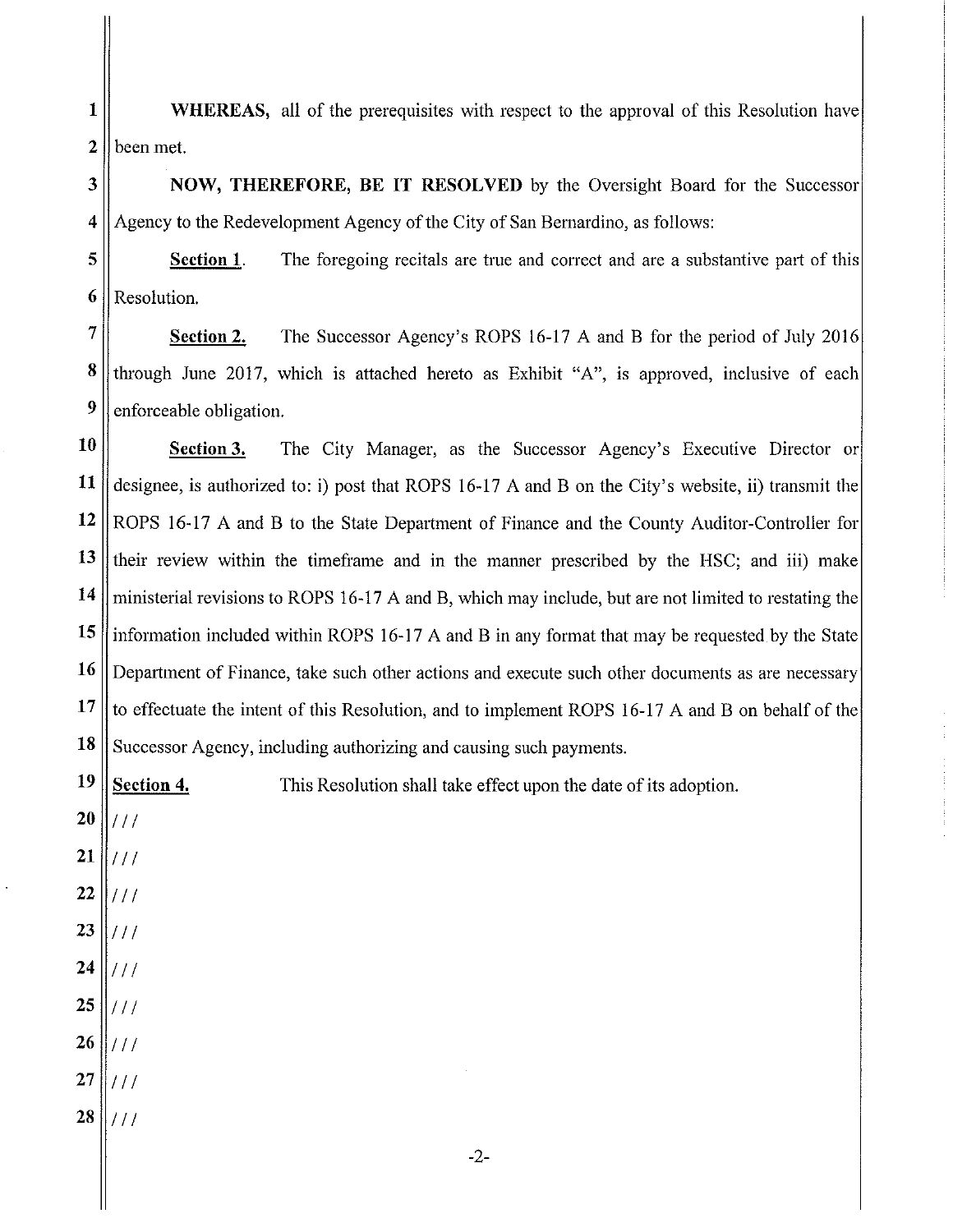**WHEREAS,** all of the prerequisites with respect to the approval of this Resolution have been met.

**NOW, THEREFORE, BE IT RESOLVED** by the Oversight Board for the Successor Agency to the Redevelopment Agency of the City of San Bernardino, as follows:

**Section 1**. The foregoing recitals are true and correct and are a substantive part of this Resolution.

**Section 2.** The Successor Agency's ROPS 16-17 A and B for the period of July 2016 through June 2017, which is attached hereto as Exhibit "A", is approved, inclusive of each enforceable obligation.

**Section 3.** The City Manager, as the Successor Agency's Executive Director or designee, is authorized to: i) post that ROPS 16-17 A and B on the City's website, ii) transmit the ROPS 16-17 A and B to the State Department of Finance and the County Auditor-Controller for their review within the timeframe and in the manner prescribed by the HSC; and iii) make ministerial revisions to ROPS 16-17 A and B, which may include, but are not limited to restating the information included within ROPS 16-17 A and B in any format that may be requested by the State Department of Finance, take such other actions and execute such other documents as are necessary to effectuate the intent of this Resolution, and to implement ROPS 16-17 A and B on behalf of the Successor Agency, including authorizing and causing such payments.

**Section 4.** This Resolution shall take effect upon the date of its adoption.

///

///

///

///

///

///

///

///

///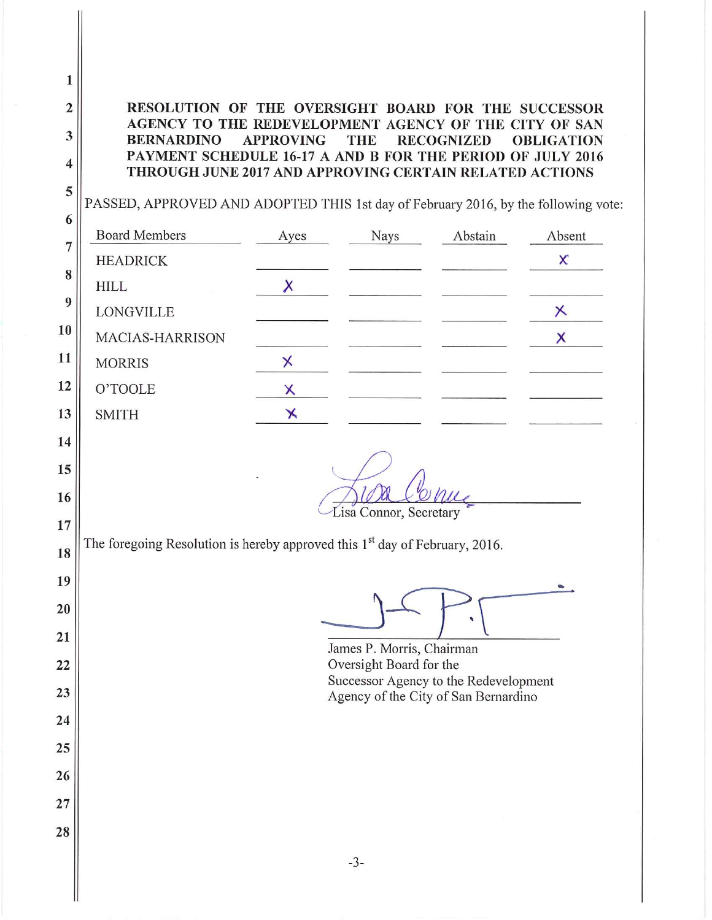**RESOLUTION OF THE OVERSIGHT BOARD FOR THE SUCCESSOR AGENCY TO THE REDEVELOPMENT AGENCY OF THE CITY OF SAN BERNARDINO APPROVING THE RECOGNIZED OBLIGATION PAYMENT SCHEDULE 16-17 A AND B FOR THE PERIOD OF JULY 2016 THROUGH JUNE 2017 AND APPROVING CERTAIN RELATED ACTIONS**

PASSED, APPROVED AND ADOPTED THIS 1st day of February 2016, by the following vote:

| Board Members | Ayes | Nays | Abstain | Absent |
|---|---|---|---|---|
| HEADRICK | | | | X |
| HILL | X | | | |
| LONGVILLE | | | | X |
| MACIAS-HARRISON | | | | X |
| MORRIS | X | | | |
| O'TOOLE | X | | | |
| SMITH | X | | | |

Lisa Connor, Secretary

The foregoing Resolution is hereby approved this 1st day of February, 2016.

James P. Morris, Chairman
Oversight Board for the
Successor Agency to the Redevelopment
Agency of the City of San Bernardino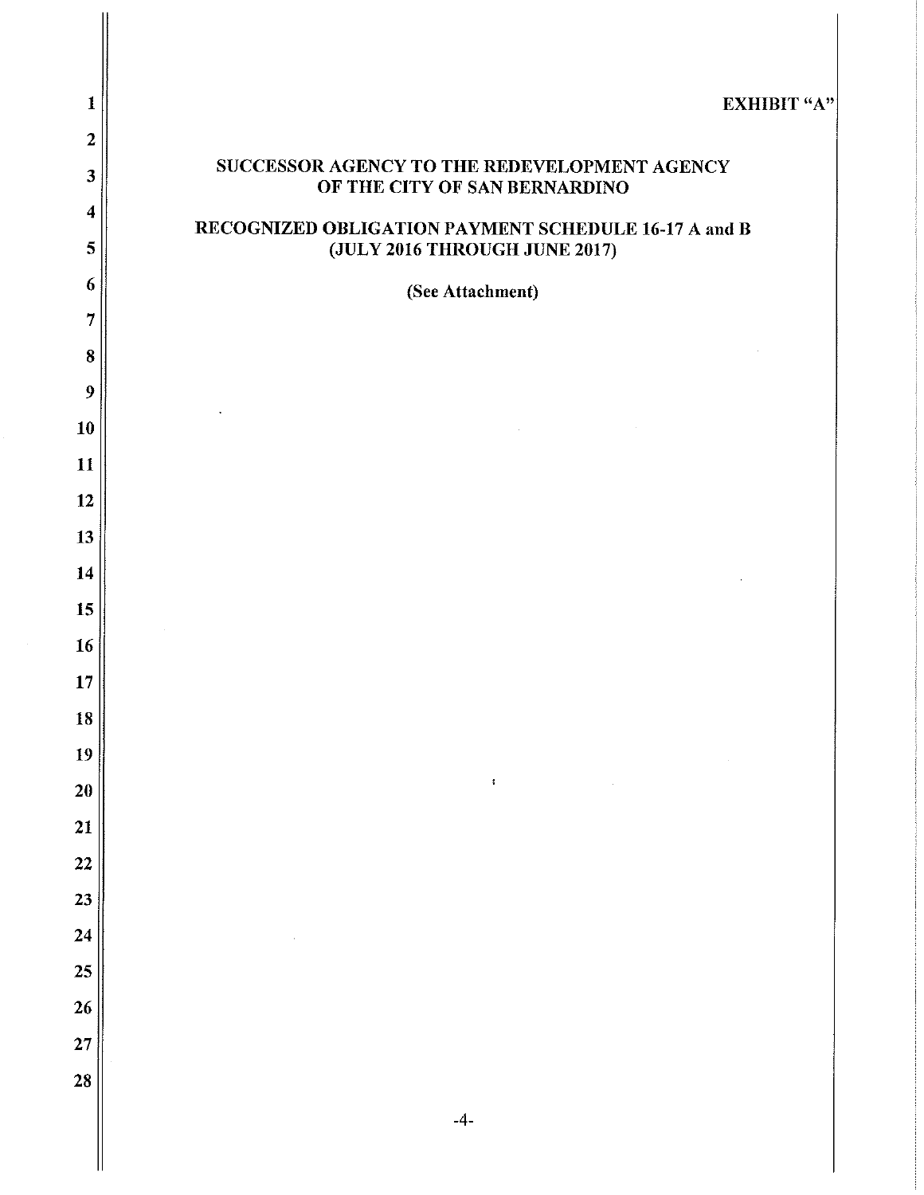EXHIBIT "A"

**SUCCESSOR AGENCY TO THE REDEVELOPMENT AGENCY OF THE CITY OF SAN BERNARDINO**

**RECOGNIZED OBLIGATION PAYMENT SCHEDULE 16-17 A and B (JULY 2016 THROUGH JUNE 2017)**

**(See Attachment)**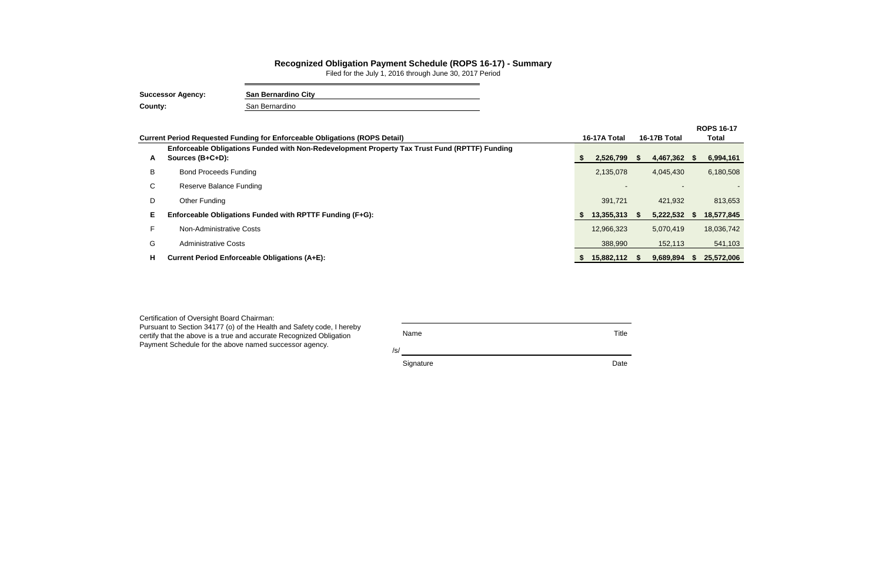# Recognized Obligation Payment Schedule (ROPS 16-17) - Summary

Filed for the July 1, 2016 through June 30, 2017 Period

**Successor Agency:** **San Bernardino City**

**County:** San Bernardino

| | Current Period Requested Funding for Enforceable Obligations (ROPS Detail) | 16-17A Total | 16-17B Total | ROPS 16-17 Total |
|---|---|---|---|---|
| **A** | **Enforceable Obligations Funded with Non-Redevelopment Property Tax Trust Fund (RPTTF) Funding Sources (B+C+D):** | **$ 2,526,799** | **$ 4,467,362** | **$ 6,994,161** |
| B | Bond Proceeds Funding | 2,135,078 | 4,045,430 | 6,180,508 |
| C | Reserve Balance Funding | - | - | - |
| D | Other Funding | 391,721 | 421,932 | 813,653 |
| **E** | **Enforceable Obligations Funded with RPTTF Funding (F+G):** | **$ 13,355,313** | **$ 5,222,532** | **$ 18,577,845** |
| F | Non-Administrative Costs | 12,966,323 | 5,070,419 | 18,036,742 |
| G | Administrative Costs | 388,990 | 152,113 | 541,103 |
| **H** | **Current Period Enforceable Obligations (A+E):** | **$ 15,882,112** | **$ 9,689,894** | **$ 25,572,006** |

Certification of Oversight Board Chairman:
Pursuant to Section 34177 (o) of the Health and Safety code, I hereby certify that the above is a true and accurate Recognized Obligation Payment Schedule for the above named successor agency.

Name Title

/s/

Signature Date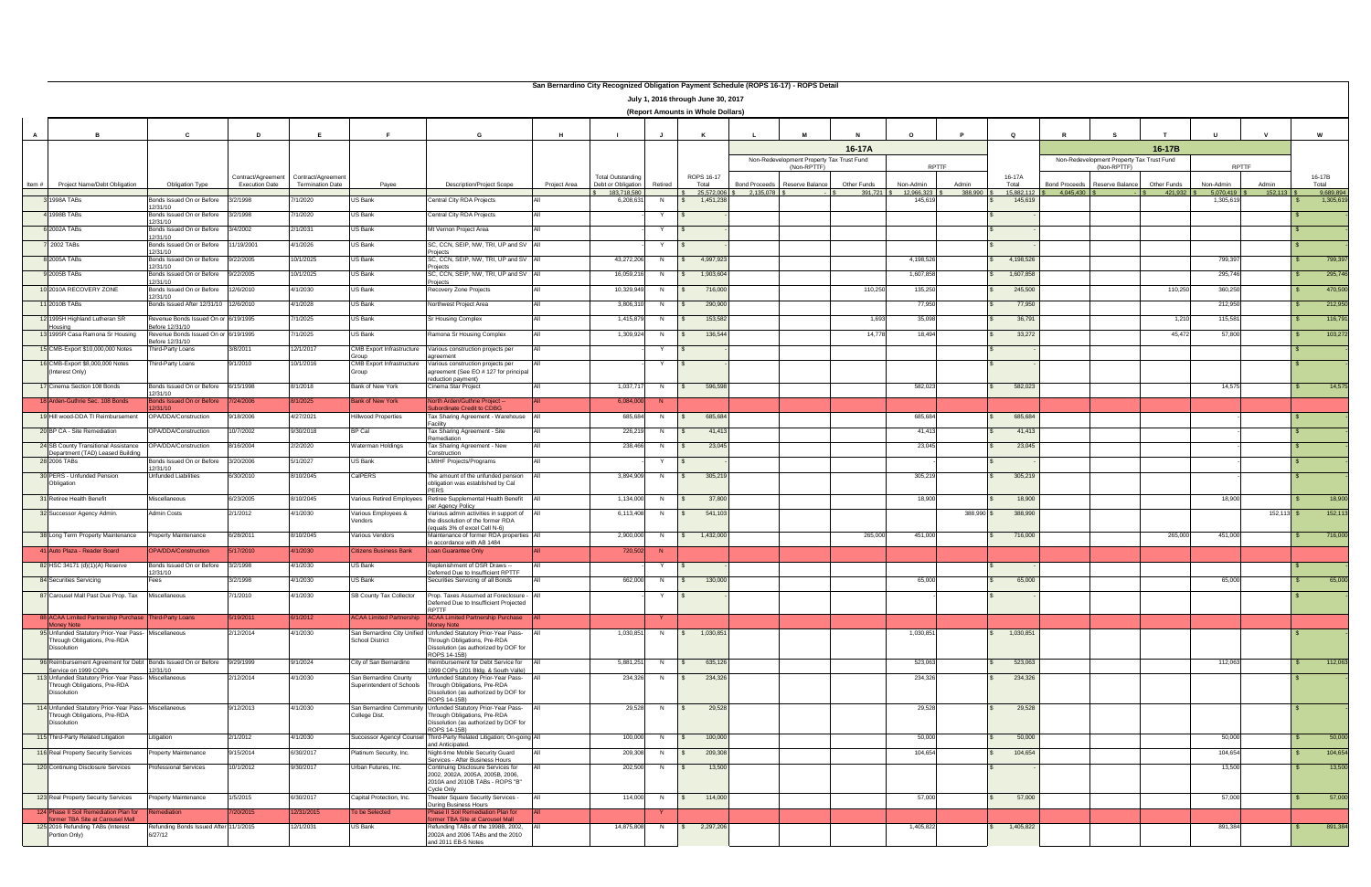**San Bernardino City Recognized Obligation Payment Schedule (ROPS 16-17) - ROPS Detail**

**July 1, 2016 through June 30, 2017**

**(Report Amounts in Whole Dollars)**

| A | B | C | D | E | F | G | H | I | J | K | L | M | N | O | P | Q | R | S | T | U | V | W |
|---|---|---|---|---|---|---|---|---|---|---|---|---|---|---|---|---|---|---|---|---|---|---|
| | | | | | | | | | | | 16-17A | | | | | | 16-17B | | | | | |
| | | | | | | | | | | | Non-Redevelopment Property Tax Trust Fund (Non-RPTTF) | | | RPTTF | | | Non-Redevelopment Property Tax Trust Fund (Non-RPTTF) | | | RPTTF | | |
| Item # | Project Name/Debt Obligation | Obligation Type | Contract/Agreement Execution Date | Contract/Agreement Termination Date | Payee | Description/Project Scope | Project Area | Total Outstanding Debt or Obligation | Retired | ROPS 16-17 Total | Bond Proceeds | Reserve Balance | Other Funds | Non-Admin | Admin | 16-17A Total | Bond Proceeds | Reserve Balance | Other Funds | Non-Admin | Admin | 16-17B Total |
| | | | | | | | | $ 183,718,580 | | $ 25,572,006 | $ 2,135,078 | $ - | $ 391,721 | $ 12,966,323 | $ 388,990 | $ 15,882,112 | $ 4,045,430 | $ - | $ 421,932 | $ 5,070,419 | $ 152,113 | $ 9,689,894 |
| 3 | 1998A TABs | Bonds Issued On or Before 12/31/10 | 3/2/1998 | 7/1/2020 | US Bank | Central City RDA Projects | All | 6,208,631 | N | $ 1,451,238 | | | | 145,619 | | $ 145,619 | | | | 1,305,619 | | $ 1,305,619 |
| 4 | 1998B TABs | Bonds Issued On or Before 12/31/10 | 3/2/1998 | 7/1/2020 | US Bank | Central City RDA Projects | All | | Y | $ - | | | | | | $ - | | | | | | $ - |
| 6 | 2002A TABs | Bonds Issued On or Before 12/31/10 | 3/4/2002 | 2/1/2031 | US Bank | Mt Vernon Project Area | All | | Y | $ - | | | | | | $ - | | | | | | $ - |
| 7 | 2002 TABs | Bonds Issued On or Before 12/31/10 | 11/19/2001 | 4/1/2026 | US Bank | SC, CCN, SEIP, NW, TRI, UP and SV Projects | All | | Y | $ - | | | | | | $ - | | | | | | $ - |
| 8 | 2005A TABs | Bonds Issued On or Before 12/31/10 | 9/22/2005 | 10/1/2025 | US Bank | SC, CCN, SEIP, NW, TRI, UP and SV Projects | All | 43,272,206 | N | $ 4,997,923 | | | | 4,198,526 | | $ 4,198,526 | | | | 799,397 | | $ 799,397 |
| 9 | 2005B TABs | Bonds Issued On or Before 12/31/10 | 9/22/2005 | 10/1/2025 | US Bank | SC, CCN, SEIP, NW, TRI, UP and SV Projects | All | 16,059,216 | N | $ 1,903,604 | | | | 1,607,858 | | $ 1,607,858 | | | | 295,746 | | $ 295,746 |
| 10 | 2010A RECOVERY ZONE | Bonds Issued On or Before 12/31/10 | 12/6/2010 | 4/1/2030 | US Bank | Recovery Zone Projects | All | 10,329,949 | N | $ 716,000 | | | 110,250 | 135,250 | | $ 245,500 | | | 110,250 | 360,250 | | $ 470,500 |
| 11 | 2010B TABs | Bonds Issued After 12/31/10 | 12/6/2010 | 4/1/2028 | US Bank | Northwest Project Area | All | 3,806,310 | N | $ 290,900 | | | | 77,950 | | $ 77,950 | | | | 212,950 | | $ 212,950 |
| 12 | 1995H Highland Lutheran SR Housing | Revenue Bonds Issued On or Before 12/31/10 | 8/19/1995 | 7/1/2025 | US Bank | Sr Housing Complex | All | 1,415,879 | N | $ 153,582 | | | 1,693 | 35,098 | | $ 36,791 | | | 1,210 | 115,581 | | $ 116,791 |
| 13 | 1995R Casa Ramona Sr Housing | Revenue Bonds Issued On or Before 12/31/10 | 8/19/1995 | 7/1/2025 | US Bank | Ramona Sr Housing Complex | All | 1,309,924 | N | $ 136,544 | | | 14,778 | 18,494 | | $ 33,272 | | | 45,472 | 57,800 | | $ 103,272 |
| 15 | CMB-Export $10,000,000 Notes | Third-Party Loans | 3/8/2011 | 12/1/2017 | CMB Export Infrastructure Group | Various construction projects per agreement | All | | Y | $ - | | | | | | $ - | | | | | | $ - |
| 16 | CMB-Export $8,000,000 Notes (Interest Only) | Third-Party Loans | 9/1/2010 | 10/1/2016 | CMB Export Infrastructure Group | Various construction projects per agreement (See EO # 127 for principal reduction payment) | All | | Y | $ - | | | | | | $ - | | | | | | $ - |
| 17 | Cinema Section 108 Bonds | Bonds Issued On or Before 12/31/10 | 6/15/1998 | 8/1/2018 | Bank of New York | Cinema Star Project | All | 1,037,717 | N | $ 596,598 | | | | 582,023 | | $ 582,023 | | | | 14,575 | | $ 14,575 |
| 18 | Arden-Guthrie Sec. 108 Bonds | Bonds Issued On or Before 12/31/10 | 7/24/2006 | 8/1/2025 | Bank of New York | North Arden/Guthrie Project -- Subordinate Credit to CDBG | All | 6,084,000 | N | | | | | | | | | | | | | |
| 19 | Hill wood-DDA TI Reimbursement | OPA/DDA/Construction | 9/18/2006 | 4/27/2021 | Hillwood Properties | Tax Sharing Agreement - Warehouse Facility | All | 685,684 | N | $ 685,684 | | | | 685,684 | | $ 685,684 | | | | | | $ - |
| 20 | BP CA - Site Remediation | OPA/DDA/Construction | 10/7/2002 | 9/30/2018 | BP Cal | Tax Sharing Agreement - Site Remediation | All | 226,219 | N | $ 41,413 | | | | 41,413 | | $ 41,413 | | | | | | $ - |
| 24 | SB County Transitional Assistance Department (TAD) Leased Building | OPA/DDA/Construction | 8/16/2004 | 2/2/2020 | Waterman Holdings | Tax Sharing Agreement - New Construction | All | 238,466 | N | $ 23,045 | | | | 23,045 | | $ 23,045 | | | | | | $ - |
| 28 | 2006 TABs | Bonds Issued On or Before 12/31/10 | 3/20/2006 | 5/1/2027 | US Bank | LMIHF Projects/Programs | All | | Y | $ - | | | | | | $ - | | | | | | $ - |
| 30 | PERS - Unfunded Pension Obligation | Unfunded Liabilities | 6/30/2010 | 8/10/2045 | CalPERS | The amount of the unfunded pension obligation was established by Cal PERS | All | 3,894,909 | N | $ 305,219 | | | | 305,219 | | $ 305,219 | | | | | | $ - |
| 31 | Retiree Health Benefit | Miscellaneous | 6/23/2005 | 8/10/2045 | Various Retired Employees | Retiree Supplemental Health Benefit per Agency Policy | All | 1,134,000 | N | $ 37,800 | | | | 18,900 | | $ 18,900 | | | | 18,900 | | $ 18,900 |
| 32 | Successor Agency Admin. | Admin Costs | 2/1/2012 | 4/1/2030 | Various Employees & Vendors | Various admin activities in support of the dissolution of the former RDA (equals 3% of excel Cell N-6) | All | 6,113,408 | N | $ 541,103 | | | | | 388,990 | $ 388,990 | | | | | 152,113 | $ 152,113 |
| 38 | Long Term Property Maintenance | Property Maintenance | 6/28/2011 | 8/10/2045 | Various Vendors | Maintenance of former RDA properties in accordance with AB 1484 | All | 2,900,000 | N | $ 1,432,000 | | | 265,000 | 451,000 | | $ 716,000 | | | 265,000 | 451,000 | | $ 716,000 |
| 41 | Auto Plaza - Reader Board | OPA/DDA/Construction | 5/17/2010 | 4/1/2030 | Citizens Business Bank | Loan Guarantee Only | All | 720,502 | N | | | | | | | | | | | | | |
| 82 | HSC 34171 (d)(1)(A) Reserve | Bonds Issued On or Before 12/31/10 | 3/2/1998 | 4/1/2030 | US Bank | Replenishment of DSR Draws -- Deferred Due to Insufficient RPTTF | All | | Y | $ - | | | | | | $ - | | | | | | $ - |
| 84 | Securities Servicing | Fees | 3/2/1998 | 4/1/2030 | US Bank | Securities Servicing of all Bonds | All | 662,000 | N | $ 130,000 | | | | 65,000 | | $ 65,000 | | | | 65,000 | | $ 65,000 |
| 87 | Carousel Mall Past Due Prop. Tax | Miscellaneous | 7/1/2010 | 4/1/2030 | SB County Tax Collector | Prop. Taxes Assumed at Foreclosure - Deferred Due to Insufficient Projected RPTTF | All | | Y | $ - | | | | | | $ - | | | | | | $ - |
| 88 | ACAA Limited Partnership Purchase Money Note | Third-Party Loans | 5/19/2011 | 6/1/2012 | ACAA Limited Partnership | ACAA Limited Partnership Purchase Money Note | All | | Y | | | | | | | | | | | | | |
| 95 | Unfunded Statutory Prior-Year Pass-Through Obligations, Pre-RDA Dissolution | Miscellaneous | 2/12/2014 | 4/1/2030 | San Bernardino City Unified School District | Unfunded Statutory Prior-Year Pass-Through Obligations, Pre-RDA Dissolution (as authorized by DOF for ROPS 14-15B) | All | 1,030,851 | N | $ 1,030,851 | | | | 1,030,851 | | $ 1,030,851 | | | | | | $ - |
| 96 | Reimbursement Agreement for Debt Service on 1999 COPs | Bonds Issued On or Before 12/31/10 | 9/29/1999 | 9/1/2024 | City of San Bernardino | Reimbursement for Debt Service for 1999 COPs (201 Bldg. & South Valle) | All | 5,881,251 | N | $ 635,126 | | | | 523,063 | | $ 523,063 | | | | 112,063 | | $ 112,063 |
| 113 | Unfunded Statutory Prior-Year Pass-Through Obligations, Pre-RDA Dissolution | Miscellaneous | 2/12/2014 | 4/1/2030 | San Bernardino County Superintendent of Schools | Unfunded Statutory Prior-Year Pass-Through Obligations, Pre-RDA Dissolution (as authorized by DOF for ROPS 14-15B) | All | 234,326 | N | $ 234,326 | | | | 234,326 | | $ 234,326 | | | | | | $ - |
| 114 | Unfunded Statutory Prior-Year Pass-Through Obligations, Pre-RDA Dissolution | Miscellaneous | 9/12/2013 | 4/1/2030 | San Bernardino Community College Dist. | Unfunded Statutory Prior-Year Pass-Through Obligations, Pre-RDA Dissolution (as authorized by DOF for ROPS 14-15B) | All | 29,528 | N | $ 29,528 | | | | 29,528 | | $ 29,528 | | | | | | $ - |
| 115 | Third-Party Related Litigation | Litigation | 2/1/2012 | 4/1/2030 | Successor Agency/ Counsel | Third-Party Related Litigation; On-going and Anticipated. | All | 100,000 | N | $ 100,000 | | | | 50,000 | | $ 50,000 | | | | 50,000 | | $ 50,000 |
| 116 | Real Property Security Services | Property Maintenance | 9/15/2014 | 6/30/2017 | Platinum Security, Inc. | Night-time Mobile Security Guard Services - After Business Hours | All | 209,308 | N | $ 209,308 | | | | 104,654 | | $ 104,654 | | | | 104,654 | | $ 104,654 |
| 120 | Continuing Disclosure Services | Professional Services | 10/1/2012 | 9/30/2017 | Urban Futures, Inc. | Continuing Disclosure Services for 2002, 2002A, 2005A, 2005B, 2006, 2010A and 2010B TABs - ROPS "B" Cycle Only | All | 202,500 | N | $ 13,500 | | | | | | $ - | | | | 13,500 | | $ 13,500 |
| 123 | Real Property Security Services | Property Maintenance | 1/5/2015 | 6/30/2017 | Capital Protection, Inc. | Theater Square Security Services - During Business Hours | All | 114,000 | N | $ 114,000 | | | | 57,000 | | $ 57,000 | | | | 57,000 | | $ 57,000 |
| 124 | Phase II Soil Remediation Plan for former TBA Site at Carousel Mall | Remediation | 7/20/2015 | 12/31/2015 | To be Selected | Phase II Soil Remediation Plan for former TBA Site at Carousel Mall | All | | Y | | | | | | | | | | | | | |
| 125 | 2016 Refunding TABs (Interest Portion Only) | Refunding Bonds Issued After 6/27/12 | 11/1/2015 | 12/1/2031 | US Bank | Refunding TABs of the 1998B, 2002, 2002A and 2006 TABs and the 2010 and 2011 EB-5 Notes | All | 14,875,808 | N | $ 2,297,206 | | | | 1,405,822 | | $ 1,405,822 | | | | 891,384 | | $ 891,384 |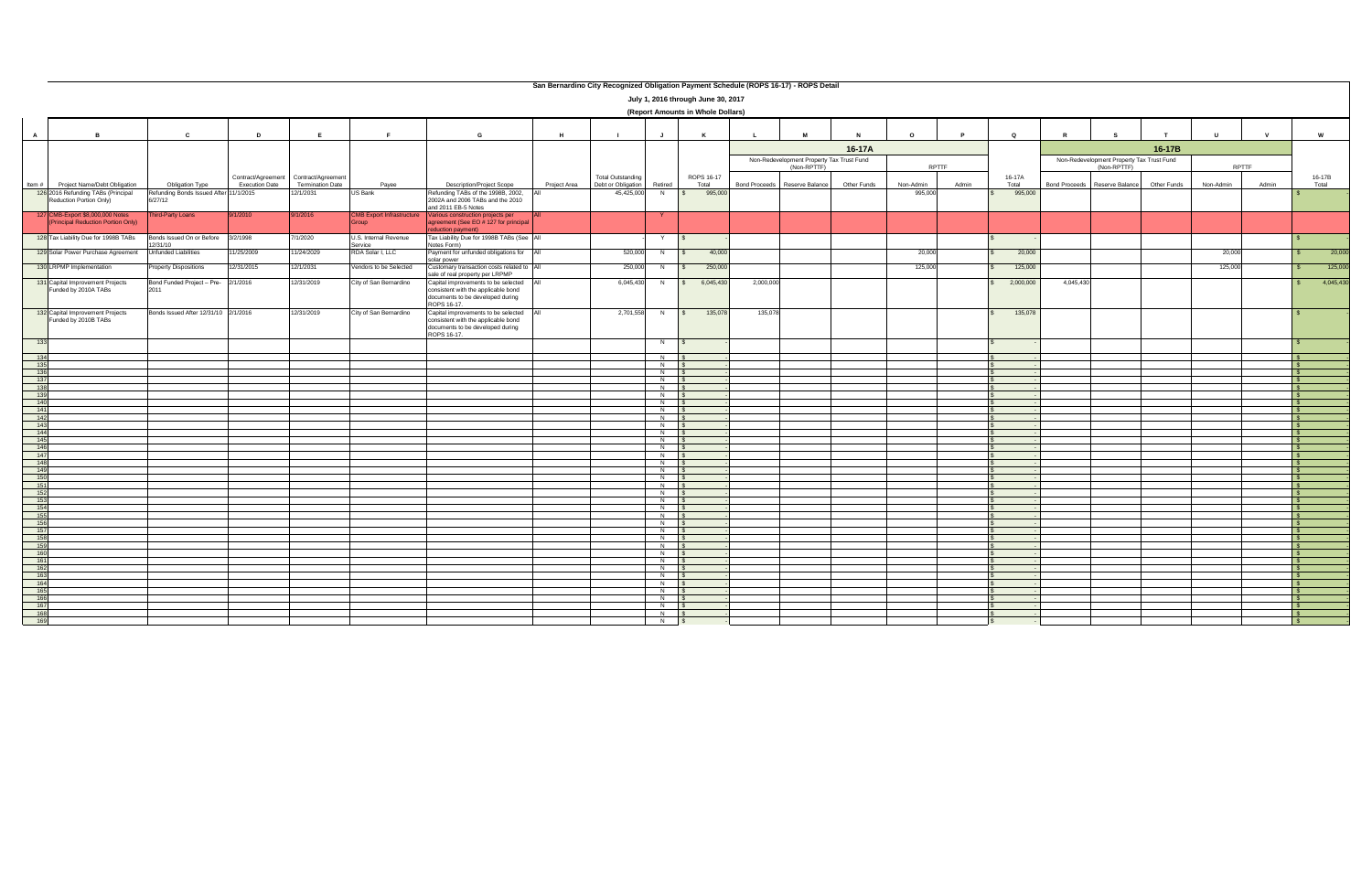# San Bernardino City Recognized Obligation Payment Schedule (ROPS 16-17) - ROPS Detail

## July 1, 2016 through June 30, 2017

### (Report Amounts in Whole Dollars)

| A | B | C | D | E | F | G | H | I | J | K | L | M | N | O | P | Q | R | S | T | U | V | W |
|---|---|---|---|---|---|---|---|---|---|---|---|---|---|---|---|---|---|---|---|---|---|---|
| | | | | | | | | | | | 16-17A | | | | | | 16-17B | | | | | |
| | | | | | | | | | | | Non-Redevelopment Property Tax Trust Fund (Non-RPTTF) | | | RPTTF | | | Non-Redevelopment Property Tax Trust Fund (Non-RPTTF) | | | RPTTF | | |
| Item # | Project Name/Debt Obligation | Obligation Type | Contract/Agreement Execution Date | Contract/Agreement Termination Date | Payee | Description/Project Scope | Project Area | Total Outstanding Debt or Obligation | Retired | ROPS 16-17 Total | Bond Proceeds | Reserve Balance | Other Funds | Non-Admin | Admin | 16-17A Total | Bond Proceeds | Reserve Balance | Other Funds | Non-Admin | Admin | 16-17B Total |
| 126 | 2016 Refunding TABs (Principal Reduction Portion Only) | Refunding Bonds Issued After 6/27/12 | 11/1/2015 | 12/1/2031 | US Bank | Refunding TABs of the 1998B, 2002, 2002A and 2006 TABs and the 2010 and 2011 EB-5 Notes | All | 45,425,000 | N | $ 995,000 | | | | 995,000 | | $ 995,000 | | | | | | $ - |
| 127 | CMB-Export $8,000,000 Notes (Principal Reduction Portion Only) | Third-Party Loans | 8/1/2010 | 9/1/2016 | CMB Export Infrastructure Group | Various construction projects per agreement (See EO # 127 for principal reduction payment) | All | | Y | | | | | | | | | | | | | |
| 128 | Tax Liability Due for 1998B TABs | Bonds Issued On or Before 12/31/10 | 3/2/1998 | 7/1/2020 | U.S. Internal Revenue Service | Tax Liability Due for 1998B TABs (See Notes Form) | All | | Y | $ - | | | | | | $ - | | | | | | $ - |
| 129 | Solar Power Purchase Agreement | Unfunded Liabilities | 11/25/2009 | 11/24/2029 | RDA Solar I, LLC | Payment for unfunded obligations for solar power | All | 520,000 | N | $ 40,000 | | | | 20,000 | | $ 20,000 | | | | 20,000 | | $ 20,000 |
| 130 | LRPMP Implementation | Property Dispositions | 12/31/2015 | 12/1/2031 | Vendors to be Selected | Customary transaction costs related to sale of real property per LRPMP | All | 250,000 | N | $ 250,000 | | | | 125,000 | | $ 125,000 | | | | 125,000 | | $ 125,000 |
| 131 | Capital Improvement Projects Funded by 2010A TABs | Bond Funded Project – Pre-2011 | 2/1/2016 | 12/31/2019 | City of San Bernardino | Capital improvements to be selected consistent with the applicable bond documents to be developed during ROPS 16-17. | All | 6,045,430 | N | $ 6,045,430 | 2,000,000 | | | | | $ 2,000,000 | 4,045,430 | | | | | $ 4,045,430 |
| 132 | Capital Improvement Projects Funded by 2010B TABs | Bonds Issued After 12/31/10 | 2/1/2016 | 12/31/2019 | City of San Bernardino | Capital improvements to be selected consistent with the applicable bond documents to be developed during ROPS 16-17. | All | 2,701,558 | N | $ 135,078 | 135,078 | | | | | $ 135,078 | | | | | | $ - |
| 133 | | | | | | | | | N | $ - | | | | | | $ - | | | | | | $ - |
| 134 | | | | | | | | | N | $ - | | | | | | $ - | | | | | | $ - |
| 135 | | | | | | | | | N | $ - | | | | | | $ - | | | | | | $ - |
| 136 | | | | | | | | | N | $ - | | | | | | $ - | | | | | | $ - |
| 137 | | | | | | | | | N | $ - | | | | | | $ - | | | | | | $ - |
| 138 | | | | | | | | | N | $ - | | | | | | $ - | | | | | | $ - |
| 139 | | | | | | | | | N | $ - | | | | | | $ - | | | | | | $ - |
| 140 | | | | | | | | | N | $ - | | | | | | $ - | | | | | | $ - |
| 141 | | | | | | | | | N | $ - | | | | | | $ - | | | | | | $ - |
| 142 | | | | | | | | | N | $ - | | | | | | $ - | | | | | | $ - |
| 143 | | | | | | | | | N | $ - | | | | | | $ - | | | | | | $ - |
| 144 | | | | | | | | | N | $ - | | | | | | $ - | | | | | | $ - |
| 145 | | | | | | | | | N | $ - | | | | | | $ - | | | | | | $ - |
| 146 | | | | | | | | | N | $ - | | | | | | $ - | | | | | | $ - |
| 147 | | | | | | | | | N | $ - | | | | | | $ - | | | | | | $ - |
| 148 | | | | | | | | | N | $ - | | | | | | $ - | | | | | | $ - |
| 149 | | | | | | | | | N | $ - | | | | | | $ - | | | | | | $ - |
| 150 | | | | | | | | | N | $ - | | | | | | $ - | | | | | | $ - |
| 151 | | | | | | | | | N | $ - | | | | | | $ - | | | | | | $ - |
| 152 | | | | | | | | | N | $ - | | | | | | $ - | | | | | | $ - |
| 153 | | | | | | | | | N | $ - | | | | | | $ - | | | | | | $ - |
| 154 | | | | | | | | | N | $ - | | | | | | $ - | | | | | | $ - |
| 155 | | | | | | | | | N | $ - | | | | | | $ - | | | | | | $ - |
| 156 | | | | | | | | | N | $ - | | | | | | $ - | | | | | | $ - |
| 157 | | | | | | | | | N | $ - | | | | | | $ - | | | | | | $ - |
| 158 | | | | | | | | | N | $ - | | | | | | $ - | | | | | | $ - |
| 159 | | | | | | | | | N | $ - | | | | | | $ - | | | | | | $ - |
| 160 | | | | | | | | | N | $ - | | | | | | $ - | | | | | | $ - |
| 161 | | | | | | | | | N | $ - | | | | | | $ - | | | | | | $ - |
| 162 | | | | | | | | | N | $ - | | | | | | $ - | | | | | | $ - |
| 163 | | | | | | | | | N | $ - | | | | | | $ - | | | | | | $ - |
| 164 | | | | | | | | | N | $ - | | | | | | $ - | | | | | | $ - |
| 165 | | | | | | | | | N | $ - | | | | | | $ - | | | | | | $ - |
| 166 | | | | | | | | | N | $ - | | | | | | $ - | | | | | | $ - |
| 167 | | | | | | | | | N | $ - | | | | | | $ - | | | | | | $ - |
| 168 | | | | | | | | | N | $ - | | | | | | $ - | | | | | | $ - |
| 169 | | | | | | | | | N | $ - | | | | | | $ - | | | | | | $ - |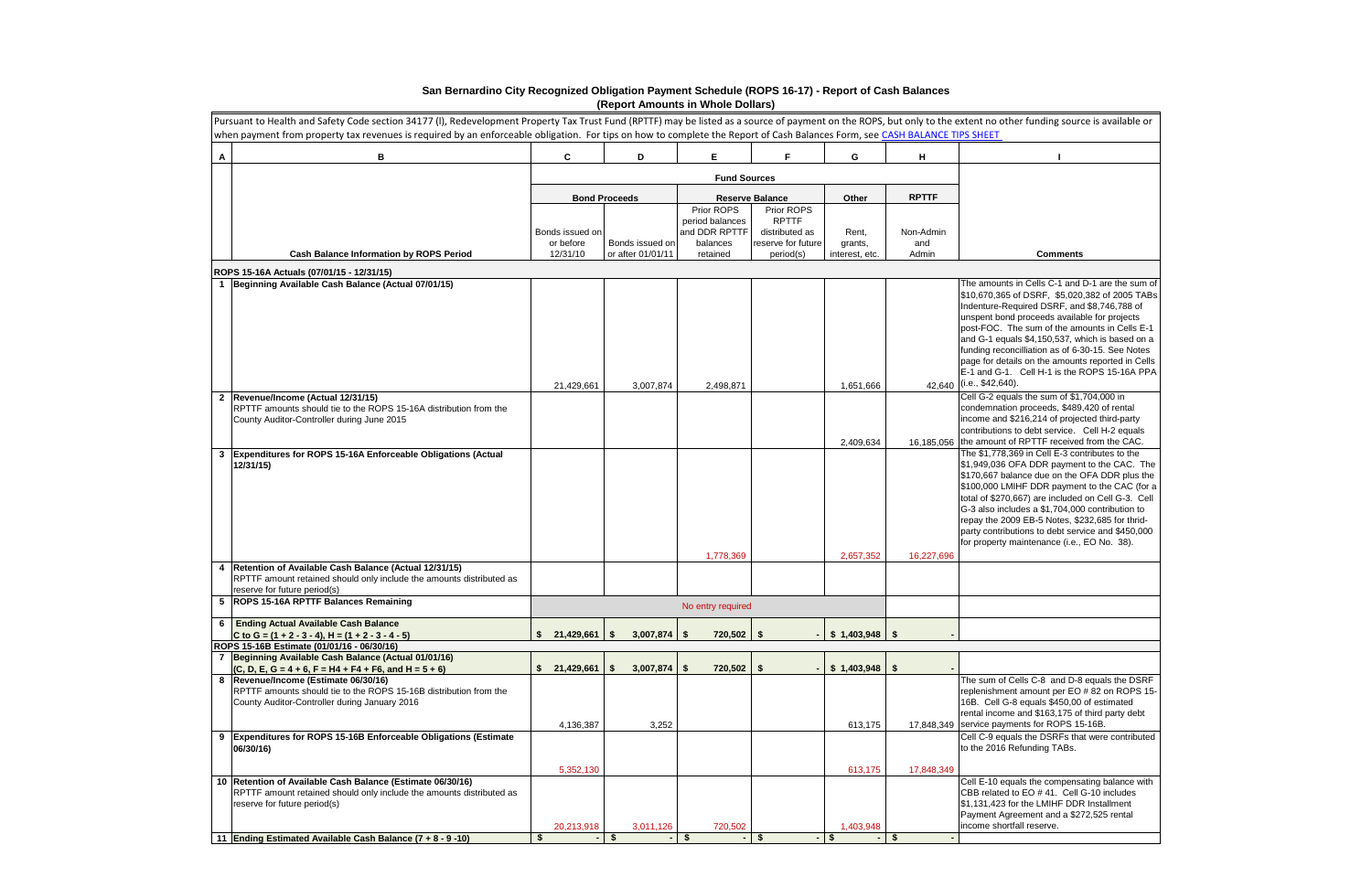# San Bernardino City Recognized Obligation Payment Schedule (ROPS 16-17) - Report of Cash Balances
## (Report Amounts in Whole Dollars)

Pursuant to Health and Safety Code section 34177 (l), Redevelopment Property Tax Trust Fund (RPTTF) may be listed as a source of payment on the ROPS, but only to the extent no other funding source is available or when payment from property tax revenues is required by an enforceable obligation. For tips on how to complete the Report of Cash Balances Form, see CASH BALANCE TIPS SHEET

| A | B | C | D | E | F | G | H | I |
|---|---|---|---|---|---|---|---|---|
| | | Fund Sources | | | | | | |
| | | Bond Proceeds | | Reserve Balance | | Other | RPTTF | |
| | Cash Balance Information by ROPS Period | Bonds issued on or before 12/31/10 | Bonds issued on or after 01/01/11 | Prior ROPS period balances and DDR RPTTF balances retained | Prior ROPS RPTTF distributed as reserve for future period(s) | Rent, grants, interest, etc. | Non-Admin and Admin | Comments |
| | **ROPS 15-16A Actuals (07/01/15 - 12/31/15)** | | | | | | | |
| 1 | Beginning Available Cash Balance (Actual 07/01/15) | 21,429,661 | 3,007,874 | 2,498,871 | | 1,651,666 | 42,640 | The amounts in Cells C-1 and D-1 are the sum of $10,670,365 of DSRF, $5,020,382 of 2005 TABs Indenture-Required DSRF, and $8,746,788 of unspent bond proceeds available for projects post-FOC. The sum of the amounts in Cells E-1 and G-1 equals $4,150,537, which is based on a funding reconcilliation as of 6-30-15. See Notes page for details on the amounts reported in Cells E-1 and G-1. Cell H-1 is the ROPS 15-16A PPA (i.e., $42,640). |
| 2 | Revenue/Income (Actual 12/31/15)<br>RPTTF amounts should tie to the ROPS 15-16A distribution from the County Auditor-Controller during June 2015 | | | | | 2,409,634 | 16,185,056 | Cell G-2 equals the sum of $1,704,000 in condemnation proceeds, $489,420 of rental income and $216,214 of projected third-party contributions to debt service. Cell H-2 equals the amount of RPTTF received from the CAC. |
| 3 | Expenditures for ROPS 15-16A Enforceable Obligations (Actual 12/31/15) | | | 1,778,369 | | 2,657,352 | 16,227,696 | The $1,778,369 in Cell E-3 contributes to the $1,949,036 OFA DDR payment to the CAC. The $170,667 balance due on the OFA DDR plus the $100,000 LMIHF DDR payment to the CAC (for a total of $270,667) are included on Cell G-3. Cell G-3 also includes a $1,704,000 contribution to repay the 2009 EB-5 Notes, $232,685 for thrid-party contributions to debt service and $450,000 for property maintenance (i.e., EO No. 38). |
| 4 | Retention of Available Cash Balance (Actual 12/31/15)<br>RPTTF amount retained should only include the amounts distributed as reserve for future period(s) | | | | | | | |
| 5 | ROPS 15-16A RPTTF Balances Remaining | | | No entry required | | | | |
| 6 | Ending Actual Available Cash Balance<br>C to G = (1 + 2 - 3 - 4), H = (1 + 2 - 3 - 4 - 5) | $ 21,429,661 | $ 3,007,874 | $ 720,502 | $ - | $ 1,403,948 | $ - | |
| | **ROPS 15-16B Estimate (01/01/16 - 06/30/16)** | | | | | | | |
| 7 | Beginning Available Cash Balance (Actual 01/01/16)<br>(C, D, E, G = 4 + 6, F = H4 + F4 + F6, and H = 5 + 6) | $ 21,429,661 | $ 3,007,874 | $ 720,502 | $ - | $ 1,403,948 | $ - | |
| 8 | Revenue/Income (Estimate 06/30/16)<br>RPTTF amounts should tie to the ROPS 15-16B distribution from the County Auditor-Controller during January 2016 | 4,136,387 | 3,252 | | | 613,175 | 17,848,349 | The sum of Cells C-8 and D-8 equals the DSRF replenishment amount per EO # 82 on ROPS 15-16B. Cell G-8 equals $450,00 of estimated rental income and $163,175 of third party debt service payments for ROPS 15-16B. |
| 9 | Expenditures for ROPS 15-16B Enforceable Obligations (Estimate 06/30/16) | 5,352,130 | | | | 613,175 | 17,848,349 | Cell C-9 equals the DSRFs that were contributed to the 2016 Refunding TABs. |
| 10 | Retention of Available Cash Balance (Estimate 06/30/16)<br>RPTTF amount retained should only include the amounts distributed as reserve for future period(s) | 20,213,918 | 3,011,126 | 720,502 | | 1,403,948 | | Cell C-10 equals the compensating balance with CBB related to EO # 41. Cell G-10 includes $1,131,423 for the LMIHF DDR Installment Payment Agreement and a $272,525 rental income shortfall reserve. |
| 11 | Ending Estimated Available Cash Balance (7 + 8 - 9 -10) | $ - | $ - | $ - | $ - | $ - | $ - | |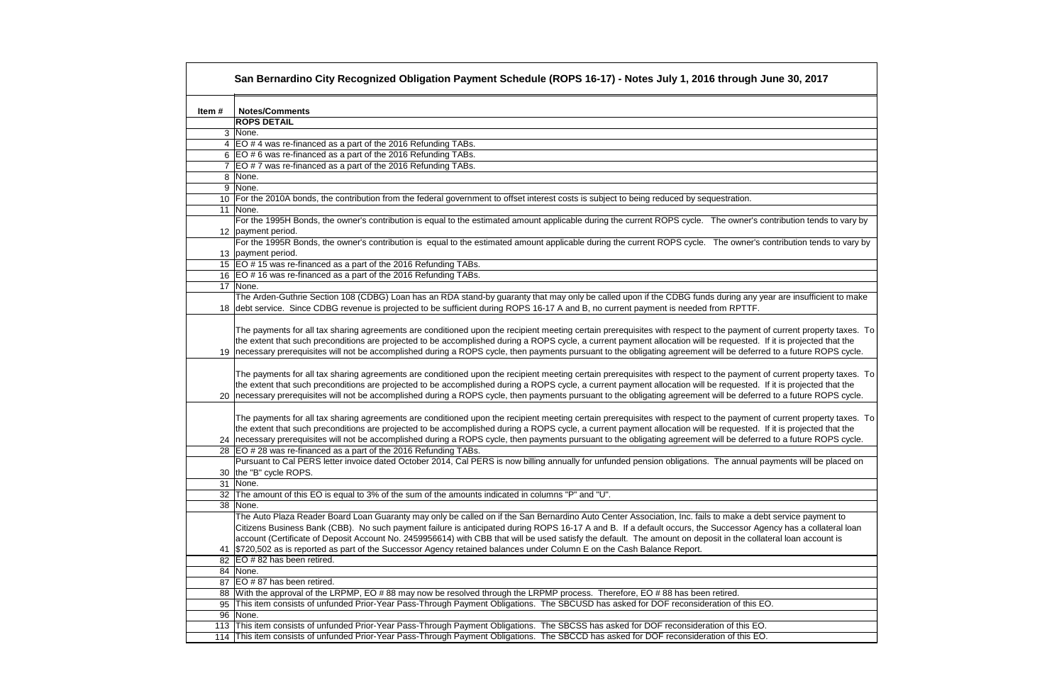# San Bernardino City Recognized Obligation Payment Schedule (ROPS 16-17) - Notes July 1, 2016 through June 30, 2017

| Item # | Notes/Comments |
|---|---|
| | **ROPS DETAIL** |
| 3 | None. |
| 4 | EO # 4 was re-financed as a part of the 2016 Refunding TABs. |
| 6 | EO # 6 was re-financed as a part of the 2016 Refunding TABs. |
| 7 | EO # 7 was re-financed as a part of the 2016 Refunding TABs. |
| 8 | None. |
| 9 | None. |
| 10 | For the 2010A bonds, the contribution from the federal government to offset interest costs is subject to being reduced by sequestration. |
| 11 | None. |
| 12 | For the 1995H Bonds, the owner's contribution is equal to the estimated amount applicable during the current ROPS cycle. The owner's contribution tends to vary by payment period. |
| 13 | For the 1995R Bonds, the owner's contribution is equal to the estimated amount applicable during the current ROPS cycle. The owner's contribution tends to vary by payment period. |
| 15 | EO # 15 was re-financed as a part of the 2016 Refunding TABs. |
| 16 | EO # 16 was re-financed as a part of the 2016 Refunding TABs. |
| 17 | None. |
| 18 | The Arden-Guthrie Section 108 (CDBG) Loan has an RDA stand-by guaranty that may only be called upon if the CDBG funds during any year are insufficient to make debt service. Since CDBG revenue is projected to be sufficient during ROPS 16-17 A and B, no current payment is needed from RPTTF. |
| 19 | The payments for all tax sharing agreements are conditioned upon the recipient meeting certain prerequisites with respect to the payment of current property taxes. To the extent that such preconditions are projected to be accomplished during a ROPS cycle, a current payment allocation will be requested. If it is projected that the necessary prerequisites will not be accomplished during a ROPS cycle, then payments pursuant to the obligating agreement will be deferred to a future ROPS cycle. |
| 20 | The payments for all tax sharing agreements are conditioned upon the recipient meeting certain prerequisites with respect to the payment of current property taxes. To the extent that such preconditions are projected to be accomplished during a ROPS cycle, a current payment allocation will be requested. If it is projected that the necessary prerequisites will not be accomplished during a ROPS cycle, then payments pursuant to the obligating agreement will be deferred to a future ROPS cycle. |
| 24 | The payments for all tax sharing agreements are conditioned upon the recipient meeting certain prerequisites with respect to the payment of current property taxes. To the extent that such preconditions are projected to be accomplished during a ROPS cycle, a current payment allocation will be requested. If it is projected that the necessary prerequisites will not be accomplished during a ROPS cycle, then payments pursuant to the obligating agreement will be deferred to a future ROPS cycle. |
| 28 | EO # 28 was re-financed as a part of the 2016 Refunding TABs. |
| 30 | Pursuant to Cal PERS letter invoice dated October 2014, Cal PERS is now billing annually for unfunded pension obligations. The annual payments will be placed on the "B" cycle ROPS. |
| 31 | None. |
| 32 | The amount of this EO is equal to 3% of the sum of the amounts indicated in columns "P" and "U". |
| 38 | None. |
| 41 | The Auto Plaza Reader Board Loan Guaranty may only be called on if the San Bernardino Auto Center Association, Inc. fails to make a debt service payment to Citizens Business Bank (CBB). No such payment failure is anticipated during ROPS 16-17 A and B. If a default occurs, the Successor Agency has a collateral loan account (Certificate of Deposit Account No. 2459956614) with CBB that will be used satisfy the default. The amount on deposit in the collateral loan account is $720,502 as is reported as part of the Successor Agency retained balances under Column E on the Cash Balance Report. |
| 82 | EO # 82 has been retired. |
| 84 | None. |
| 87 | EO # 87 has been retired. |
| 88 | With the approval of the LRPMP, EO # 88 may now be resolved through the LRPMP process. Therefore, EO # 88 has been retired. |
| 95 | This item consists of unfunded Prior-Year Pass-Through Payment Obligations. The SBCUSD has asked for DOF reconsideration of this EO. |
| 96 | None. |
| 113 | This item consists of unfunded Prior-Year Pass-Through Payment Obligations. The SBCSS has asked for DOF reconsideration of this EO. |
| 114 | This item consists of unfunded Prior-Year Pass-Through Payment Obligations. The SBCCD has asked for DOF reconsideration of this EO. |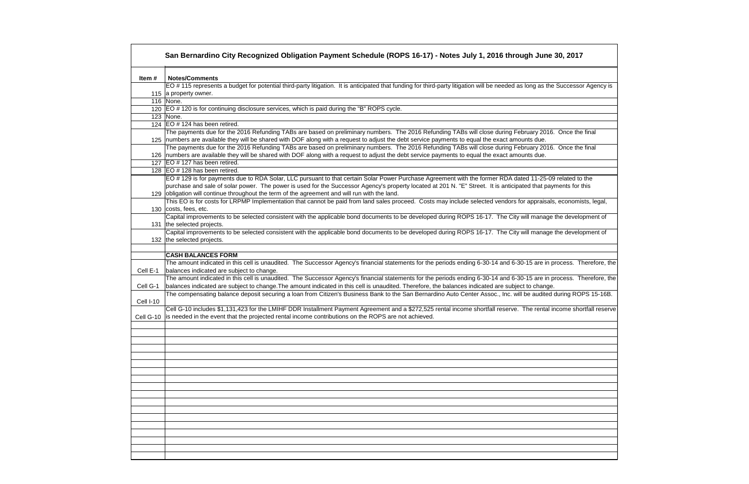## San Bernardino City Recognized Obligation Payment Schedule (ROPS 16-17) - Notes July 1, 2016 through June 30, 2017

| Item # | Notes/Comments |
|---|---|
| 115 | EO # 115 represents a budget for potential third-party litigation. It is anticipated that funding for third-party litigation will be needed as long as the Successor Agency is a property owner. |
| 116 | None. |
| 120 | EO # 120 is for continuing disclosure services, which is paid during the "B" ROPS cycle. |
| 123 | None. |
| 124 | EO # 124 has been retired. |
| 125 | The payments due for the 2016 Refunding TABs are based on preliminary numbers. The 2016 Refunding TABs will close during February 2016. Once the final numbers are available they will be shared with DOF along with a request to adjust the debt service payments to equal the exact amounts due. |
| 126 | The payments due for the 2016 Refunding TABs are based on preliminary numbers. The 2016 Refunding TABs will close during February 2016. Once the final numbers are available they will be shared with DOF along with a request to adjust the debt service payments to equal the exact amounts due. |
| 127 | EO # 127 has been retired. |
| 128 | EO # 128 has been retired. |
| 129 | EO # 129 is for payments due to RDA Solar, LLC pursuant to that certain Solar Power Purchase Agreement with the former RDA dated 11-25-09 related to the purchase and sale of solar power. The power is used for the Successor Agency's property located at 201 N. "E" Street. It is anticipated that payments for this obligation will continue throughout the term of the agreement and will run with the land. |
| 130 | This EO is for costs for LRPMP Implementation that cannot be paid from land sales proceed. Costs may include selected vendors for appraisals, economists, legal, costs, fees, etc. |
| 131 | Capital improvements to be selected consistent with the applicable bond documents to be developed during ROPS 16-17. The City will manage the development of the selected projects. |
| 132 | Capital improvements to be selected consistent with the applicable bond documents to be developed during ROPS 16-17. The City will manage the development of the selected projects. |
| | |
| | **CASH BALANCES FORM** |
| Cell E-1 | The amount indicated in this cell is unaudited. The Successor Agency's financial statements for the periods ending 6-30-14 and 6-30-15 are in process. Therefore, the balances indicated are subject to change. |
| Cell G-1 | The amount indicated in this cell is unaudited. The Successor Agency's financial statements for the periods ending 6-30-14 and 6-30-15 are in process. Therefore, the balances indicated are subject to change.The amount indicated in this cell is unaudited. Therefore, the balances indicated are subject to change. |
| Cell I-10 | The compensating balance deposit securing a loan from Citizen's Business Bank to the San Bernardino Auto Center Assoc., Inc. will be audited during ROPS 15-16B. |
| Cell G-10 | Cell G-10 includes $1,131,423 for the LMIHF DDR Installment Payment Agreement and a $272,525 rental income shortfall reserve. The rental income shortfall reserve is needed in the event that the projected rental income contributions on the ROPS are not achieved. |